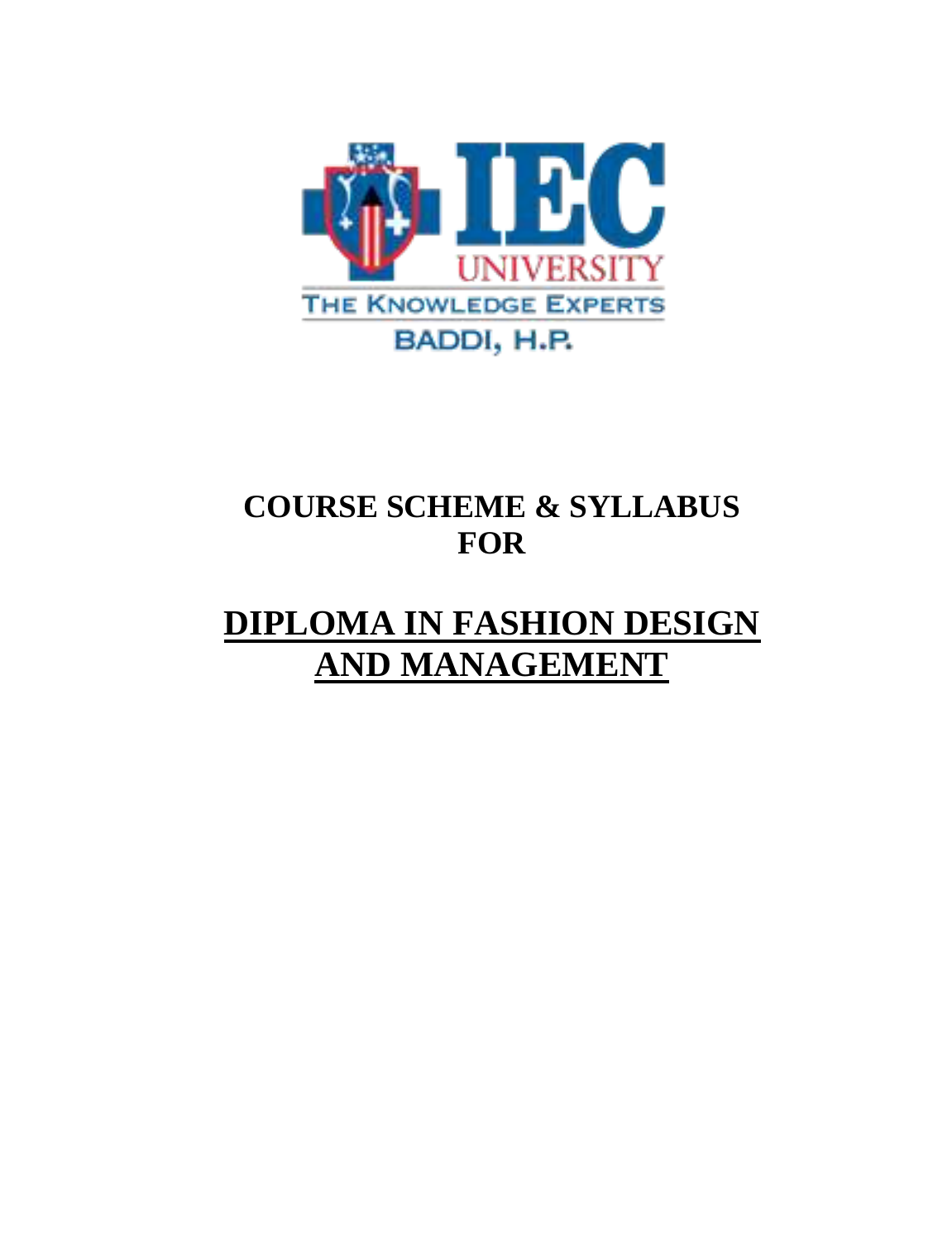IEC UNIVERSITY

THE KNOWLEDGE EXPERTS

BADDI, H.P.

# COURSE SCHEME & SYLLABUS FOR

# DIPLOMA IN FASHION DESIGN AND MANAGEMENT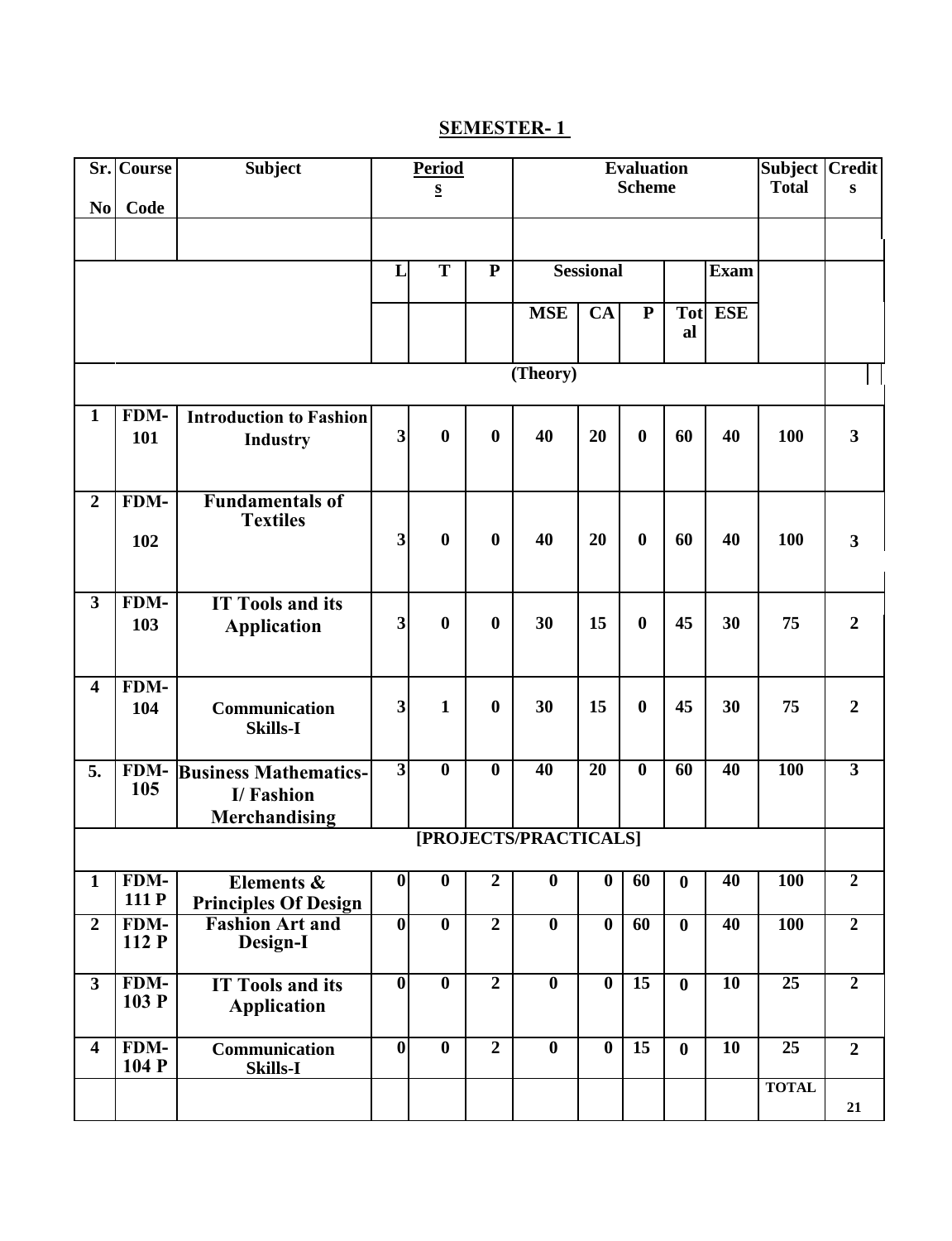# SEMESTER- 1

| Sr. No | Course Code | Subject | Periods | | | Evaluation Scheme | | | | | Subject Total | Credits |
|---|---|---|---|---|---|---|---|---|---|---|---|---|
| | | | L | T | P | Sessional | | | | Exam | | |
| | | | | | | MSE | CA | P | Total | ESE | | |
| | | | | | | (Theory) | | | | | | |
| 1 | FDM-101 | Introduction to Fashion Industry | 3 | 0 | 0 | 40 | 20 | 0 | 60 | 40 | 100 | 3 |
| 2 | FDM-102 | Fundamentals of Textiles | 3 | 0 | 0 | 40 | 20 | 0 | 60 | 40 | 100 | 3 |
| 3 | FDM-103 | IT Tools and its Application | 3 | 0 | 0 | 30 | 15 | 0 | 45 | 30 | 75 | 2 |
| 4 | FDM-104 | Communication Skills-I | 3 | 1 | 0 | 30 | 15 | 0 | 45 | 30 | 75 | 2 |
| 5. | FDM-105 | Business Mathematics-I/ Fashion Merchandising | 3 | 0 | 0 | 40 | 20 | 0 | 60 | 40 | 100 | 3 |
| | | | | | | [PROJECTS/PRACTICALS] | | | | | | |
| 1 | FDM-111 P | Elements & Principles Of Design | 0 | 0 | 2 | 0 | 0 | 60 | 0 | 40 | 100 | 2 |
| 2 | FDM-112 P | Fashion Art and Design-I | 0 | 0 | 2 | 0 | 0 | 60 | 0 | 40 | 100 | 2 |
| 3 | FDM-103 P | IT Tools and its Application | 0 | 0 | 2 | 0 | 0 | 15 | 0 | 10 | 25 | 2 |
| 4 | FDM-104 P | Communication Skills-I | 0 | 0 | 2 | 0 | 0 | 15 | 0 | 10 | 25 | 2 |
| | | | | | | | | | | | TOTAL | 21 |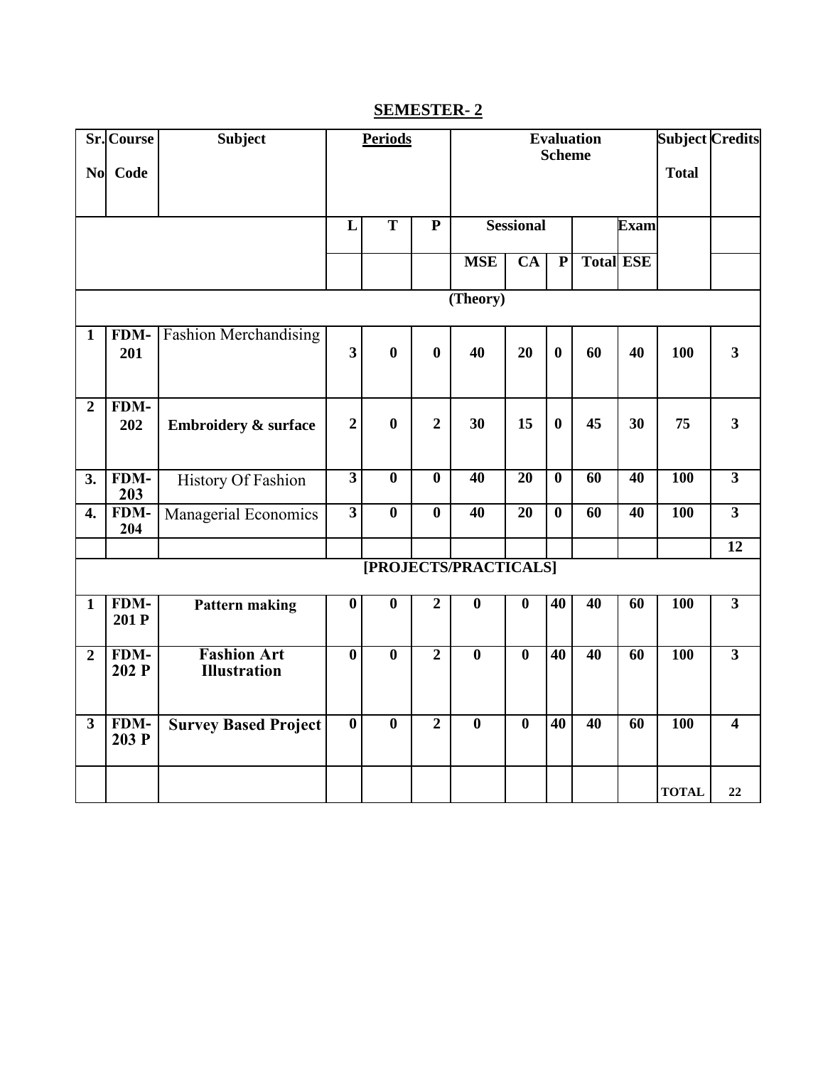## SEMESTER- 2

| Sr. No | Course Code | Subject | Periods | | | Evaluation Scheme | | | | | Subject Total | Credits |
|---|---|---|---|---|---|---|---|---|---|---|---|---|
| | | | L | T | P | Sessional | | | | Exam | | |
| | | | | | | MSE | CA | P | Total | ESE | | |
| (Theory) | | | | | | | | | | | | |
| 1 | FDM-201 | Fashion Merchandising | 3 | 0 | 0 | 40 | 20 | 0 | 60 | 40 | 100 | 3 |
| 2 | FDM-202 | Embroidery & surface | 2 | 0 | 2 | 30 | 15 | 0 | 45 | 30 | 75 | 3 |
| 3. | FDM-203 | History Of Fashion | 3 | 0 | 0 | 40 | 20 | 0 | 60 | 40 | 100 | 3 |
| 4. | FDM-204 | Managerial Economics | 3 | 0 | 0 | 40 | 20 | 0 | 60 | 40 | 100 | 3 |
| | | | | | | | | | | | | 12 |
| [PROJECTS/PRACTICALS] | | | | | | | | | | | | |
| 1 | FDM-201 P | Pattern making | 0 | 0 | 2 | 0 | 0 | 40 | 40 | 60 | 100 | 3 |
| 2 | FDM-202 P | Fashion Art Illustration | 0 | 0 | 2 | 0 | 0 | 40 | 40 | 60 | 100 | 3 |
| 3 | FDM-203 P | Survey Based Project | 0 | 0 | 2 | 0 | 0 | 40 | 40 | 60 | 100 | 4 |
| | | | | | | | | | | | TOTAL | 22 |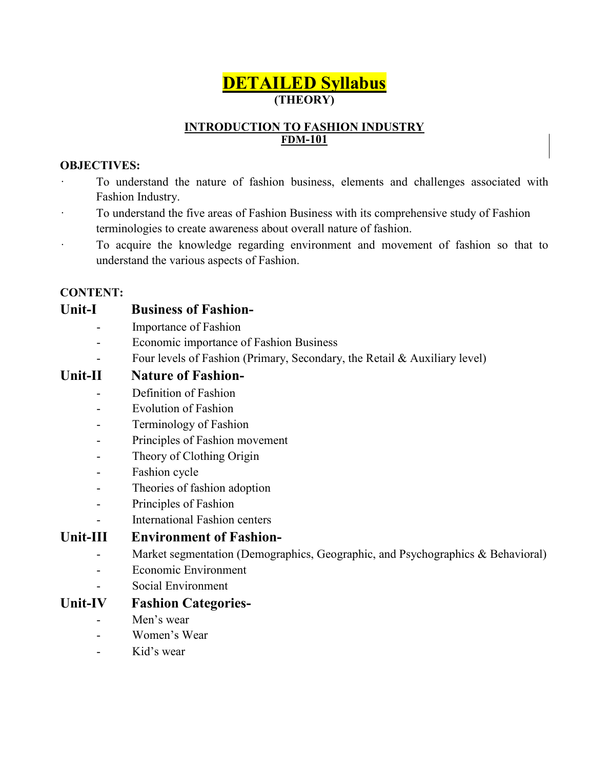# DETAILED Syllabus

**(THEORY)**

## INTRODUCTION TO FASHION INDUSTRY

**FDM-101**

**OBJECTIVES:**

- To understand the nature of fashion business, elements and challenges associated with Fashion Industry.
- To understand the five areas of Fashion Business with its comprehensive study of Fashion terminologies to create awareness about overall nature of fashion.
- To acquire the knowledge regarding environment and movement of fashion so that to understand the various aspects of Fashion.

**CONTENT:**

### Unit-I Business of Fashion-

- Importance of Fashion
- Economic importance of Fashion Business
- Four levels of Fashion (Primary, Secondary, the Retail & Auxiliary level)

### Unit-II Nature of Fashion-

- Definition of Fashion
- Evolution of Fashion
- Terminology of Fashion
- Principles of Fashion movement
- Theory of Clothing Origin
- Fashion cycle
- Theories of fashion adoption
- Principles of Fashion
- International Fashion centers

### Unit-III Environment of Fashion-

- Market segmentation (Demographics, Geographic, and Psychographics & Behavioral)
- Economic Environment
- Social Environment

### Unit-IV Fashion Categories-

- Men's wear
- Women's Wear
- Kid's wear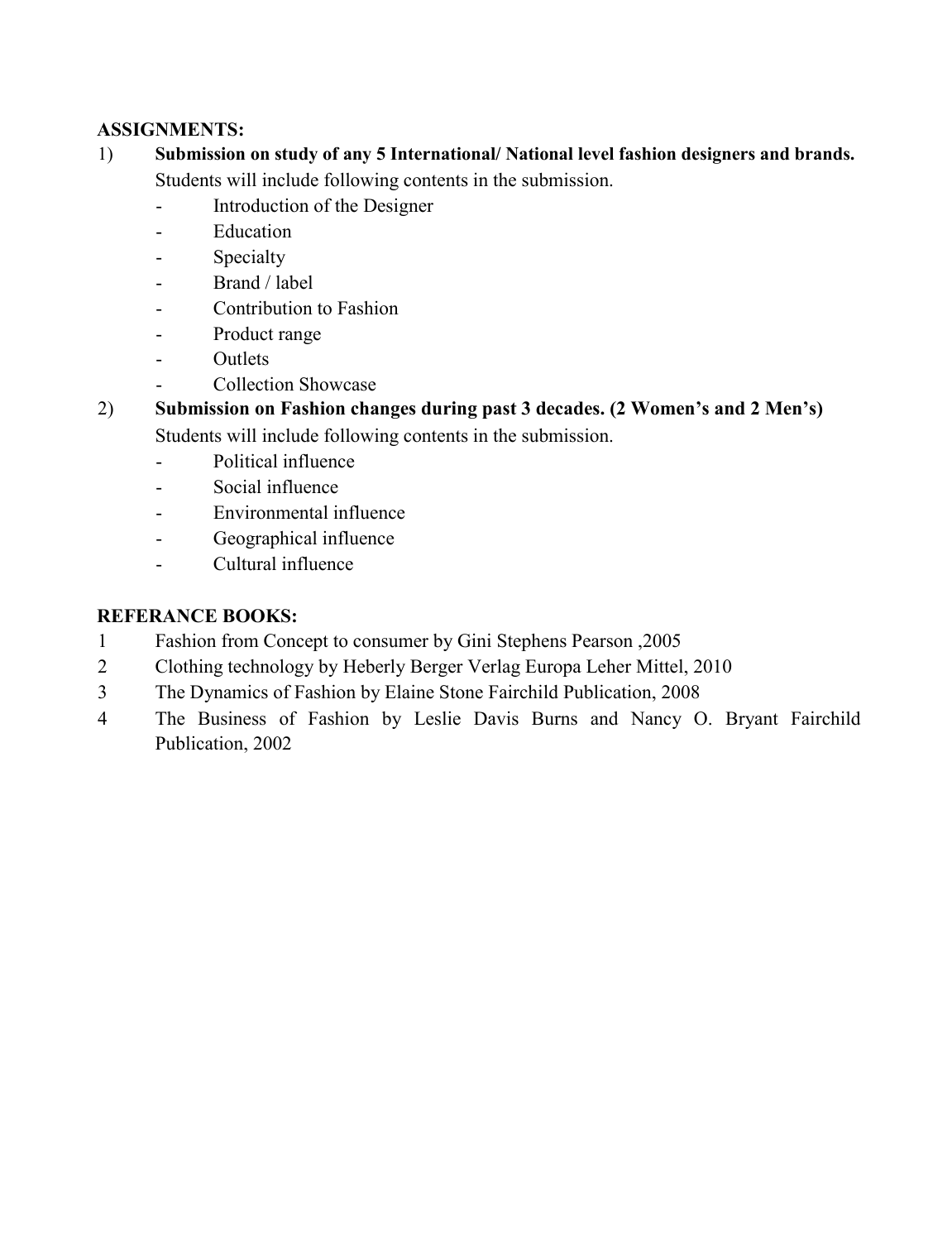**ASSIGNMENTS:**

1) **Submission on study of any 5 International/ National level fashion designers and brands.**
   Students will include following contents in the submission.
   - Introduction of the Designer
   - Education
   - Specialty
   - Brand / label
   - Contribution to Fashion
   - Product range
   - Outlets
   - Collection Showcase

2) **Submission on Fashion changes during past 3 decades. (2 Women's and 2 Men's)**
   Students will include following contents in the submission.
   - Political influence
   - Social influence
   - Environmental influence
   - Geographical influence
   - Cultural influence

**REFERANCE BOOKS:**

1. Fashion from Concept to consumer by Gini Stephens Pearson ,2005
2. Clothing technology by Heberly Berger Verlag Europa Leher Mittel, 2010
3. The Dynamics of Fashion by Elaine Stone Fairchild Publication, 2008
4. The Business of Fashion by Leslie Davis Burns and Nancy O. Bryant Fairchild Publication, 2002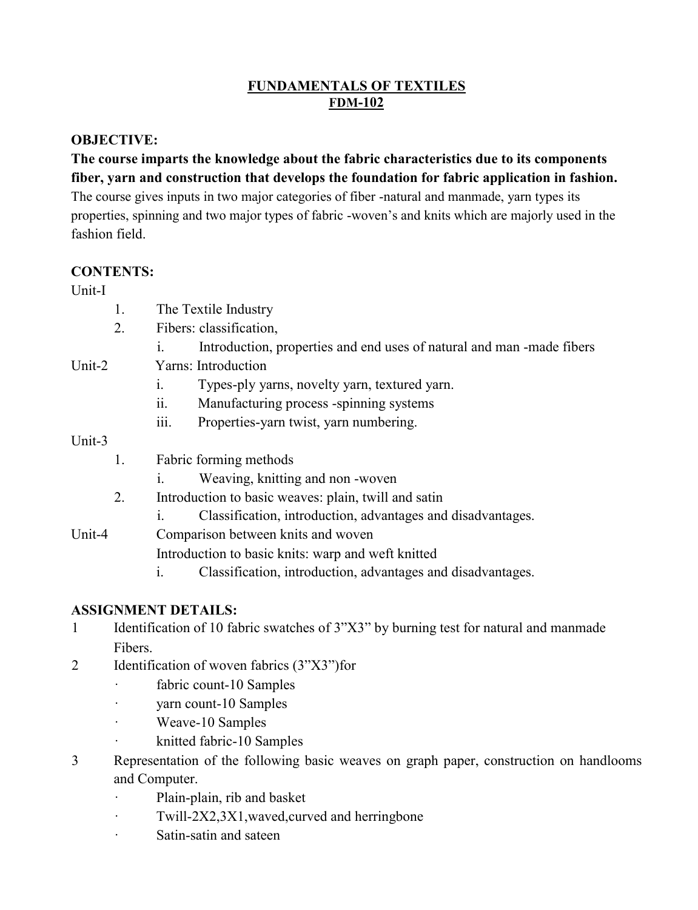# FUNDAMENTALS OF TEXTILES
## FDM-102

**OBJECTIVE:**

**The course imparts the knowledge about the fabric characteristics due to its components fiber, yarn and construction that develops the foundation for fabric application in fashion.** The course gives inputs in two major categories of fiber -natural and manmade, yarn types its properties, spinning and two major types of fabric -woven's and knits which are majorly used in the fashion field.

**CONTENTS:**

Unit-I

1. The Textile Industry
2. Fibers: classification,
   - i. Introduction, properties and end uses of natural and man -made fibers

Unit-2 Yarns: Introduction

- i. Types-ply yarns, novelty yarn, textured yarn.
- ii. Manufacturing process -spinning systems
- iii. Properties-yarn twist, yarn numbering.

Unit-3

1. Fabric forming methods
   - i. Weaving, knitting and non -woven
2. Introduction to basic weaves: plain, twill and satin
   - i. Classification, introduction, advantages and disadvantages.

Unit-4 Comparison between knits and woven

Introduction to basic knits: warp and weft knitted

- i. Classification, introduction, advantages and disadvantages.

**ASSIGNMENT DETAILS:**

1 Identification of 10 fabric swatches of 3"X3" by burning test for natural and manmade Fibers.

2 Identification of woven fabrics (3"X3")for
- fabric count-10 Samples
- yarn count-10 Samples
- Weave-10 Samples
- knitted fabric-10 Samples

3 Representation of the following basic weaves on graph paper, construction on handlooms and Computer.
- Plain-plain, rib and basket
- Twill-2X2,3X1,waved,curved and herringbone
- Satin-satin and sateen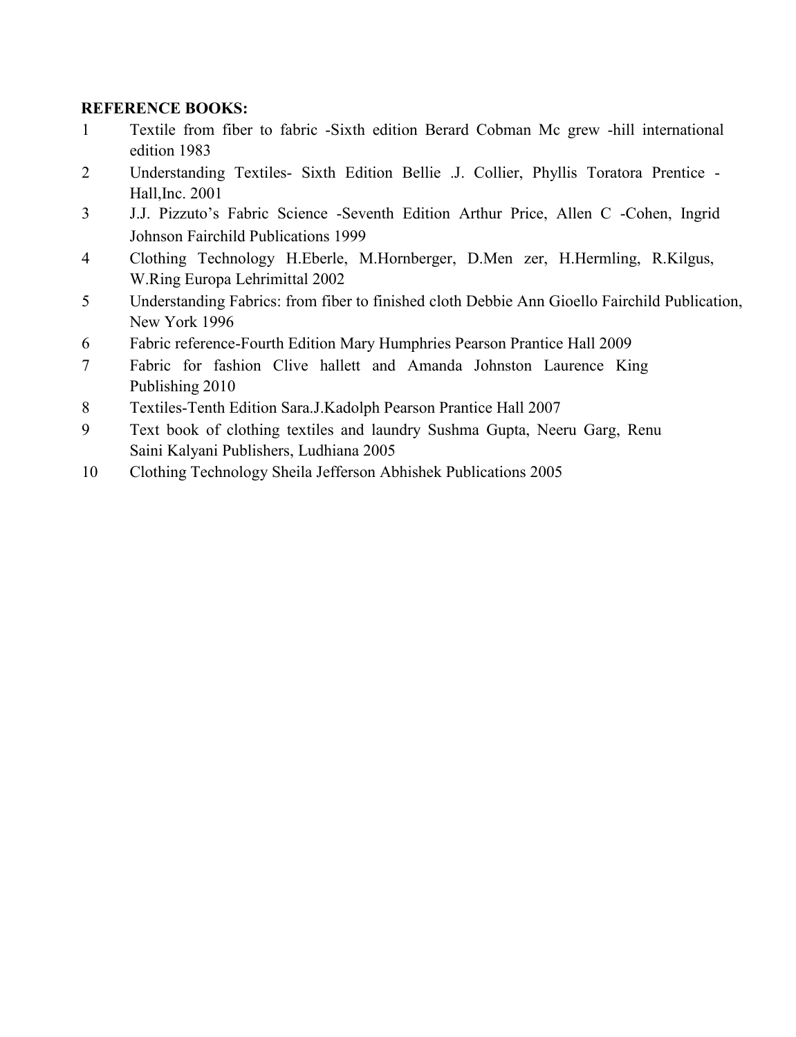**REFERENCE BOOKS:**

1. Textile from fiber to fabric -Sixth edition Berard Cobman Mc grew -hill international edition 1983
2. Understanding Textiles- Sixth Edition Bellie .J. Collier, Phyllis Toratora Prentice -Hall,Inc. 2001
3. J.J. Pizzuto's Fabric Science -Seventh Edition Arthur Price, Allen C -Cohen, Ingrid Johnson Fairchild Publications 1999
4. Clothing Technology H.Eberle, M.Hornberger, D.Men zer, H.Hermling, R.Kilgus, W.Ring Europa Lehrimittal 2002
5. Understanding Fabrics: from fiber to finished cloth Debbie Ann Gioello Fairchild Publication, New York 1996
6. Fabric reference-Fourth Edition Mary Humphries Pearson Prantice Hall 2009
7. Fabric for fashion Clive hallett and Amanda Johnston Laurence King Publishing 2010
8. Textiles-Tenth Edition Sara.J.Kadolph Pearson Prantice Hall 2007
9. Text book of clothing textiles and laundry Sushma Gupta, Neeru Garg, Renu Saini Kalyani Publishers, Ludhiana 2005
10. Clothing Technology Sheila Jefferson Abhishek Publications 2005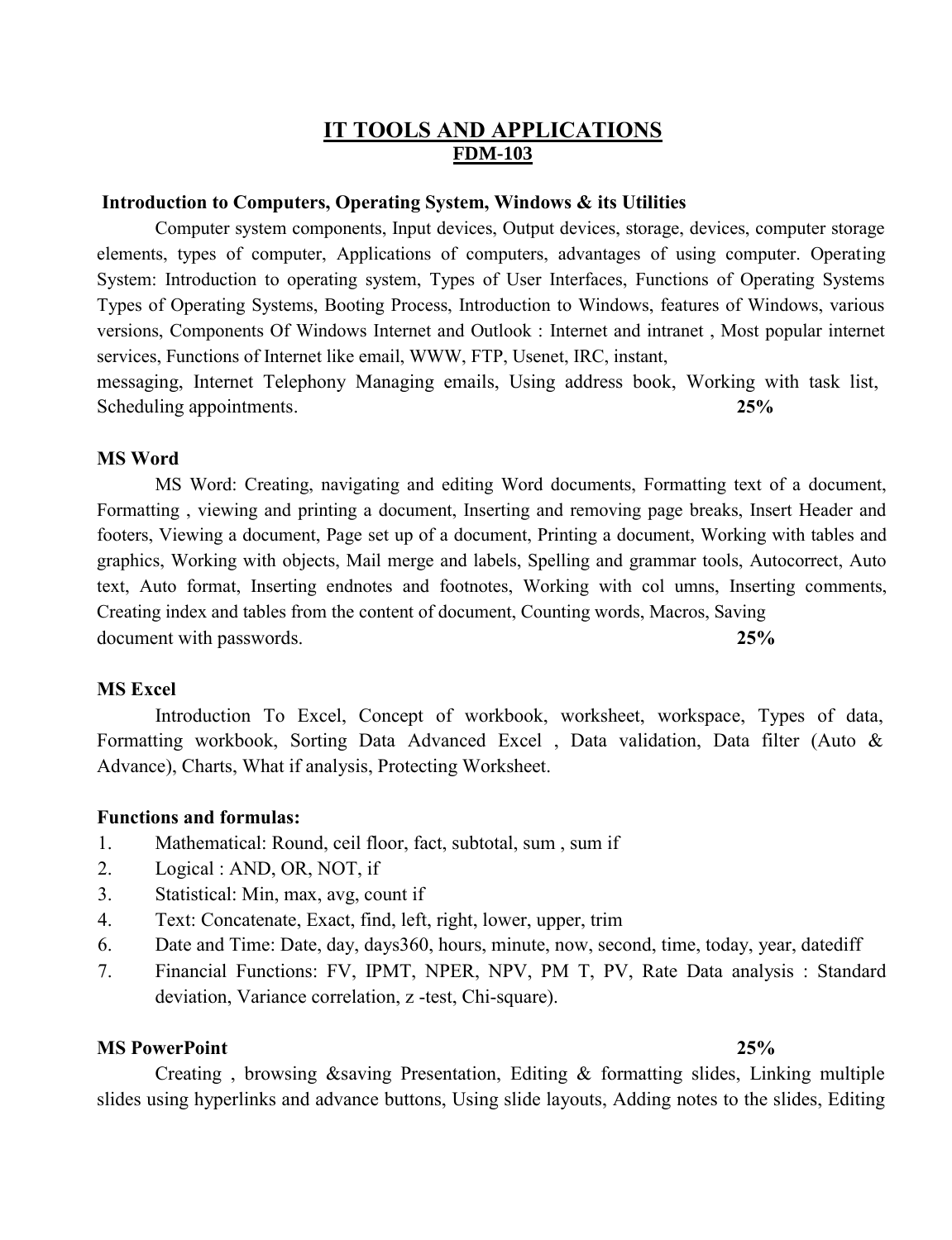# IT TOOLS AND APPLICATIONS

## FDM-103

### Introduction to Computers, Operating System, Windows & its Utilities

Computer system components, Input devices, Output devices, storage, devices, computer storage elements, types of computer, Applications of computers, advantages of using computer. Operating System: Introduction to operating system, Types of User Interfaces, Functions of Operating Systems Types of Operating Systems, Booting Process, Introduction to Windows, features of Windows, various versions, Components Of Windows Internet and Outlook : Internet and intranet , Most popular internet services, Functions of Internet like email, WWW, FTP, Usenet, IRC, instant, messaging, Internet Telephony Managing emails, Using address book, Working with task list, Scheduling appointments. **25%**

### MS Word

MS Word: Creating, navigating and editing Word documents, Formatting text of a document, Formatting , viewing and printing a document, Inserting and removing page breaks, Insert Header and footers, Viewing a document, Page set up of a document, Printing a document, Working with tables and graphics, Working with objects, Mail merge and labels, Spelling and grammar tools, Autocorrect, Auto text, Auto format, Inserting endnotes and footnotes, Working with col umns, Inserting comments, Creating index and tables from the content of document, Counting words, Macros, Saving document with passwords. **25%**

### MS Excel

Introduction To Excel, Concept of workbook, worksheet, workspace, Types of data, Formatting workbook, Sorting Data Advanced Excel , Data validation, Data filter (Auto & Advance), Charts, What if analysis, Protecting Worksheet.

### Functions and formulas:

1. Mathematical: Round, ceil floor, fact, subtotal, sum , sum if
2. Logical : AND, OR, NOT, if
3. Statistical: Min, max, avg, count if
4. Text: Concatenate, Exact, find, left, right, lower, upper, trim
6. Date and Time: Date, day, days360, hours, minute, now, second, time, today, year, datediff
7. Financial Functions: FV, IPMT, NPER, NPV, PM T, PV, Rate Data analysis : Standard deviation, Variance correlation, z -test, Chi-square).

### MS PowerPoint **25%**

Creating , browsing &saving Presentation, Editing & formatting slides, Linking multiple slides using hyperlinks and advance buttons, Using slide layouts, Adding notes to the slides, Editing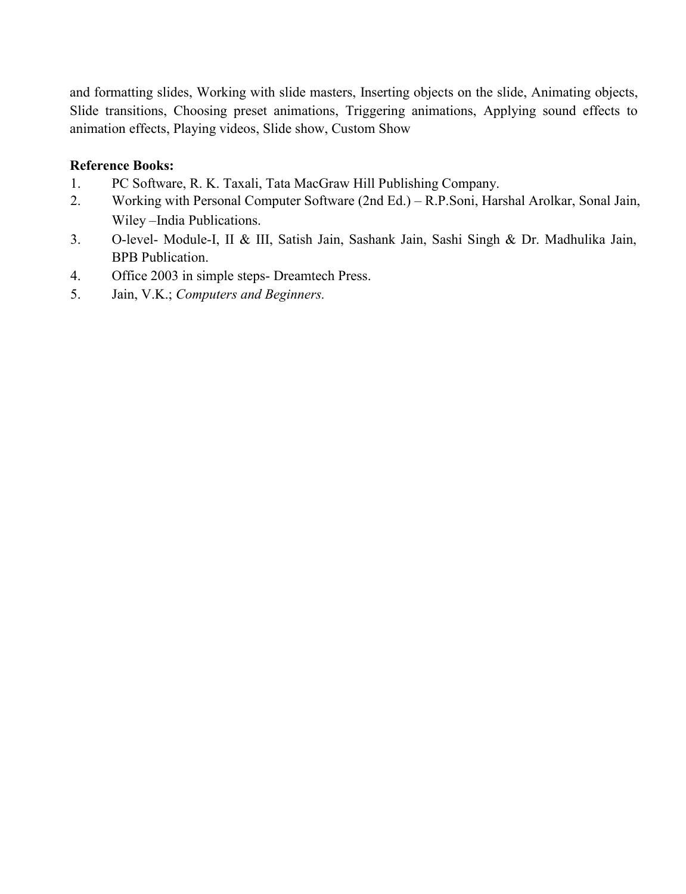and formatting slides, Working with slide masters, Inserting objects on the slide, Animating objects, Slide transitions, Choosing preset animations, Triggering animations, Applying sound effects to animation effects, Playing videos, Slide show, Custom Show

**Reference Books:**

1. PC Software, R. K. Taxali, Tata MacGraw Hill Publishing Company.
2. Working with Personal Computer Software (2nd Ed.) – R.P.Soni, Harshal Arolkar, Sonal Jain, Wiley –India Publications.
3. O-level- Module-I, II & III, Satish Jain, Sashank Jain, Sashi Singh & Dr. Madhulika Jain, BPB Publication.
4. Office 2003 in simple steps- Dreamtech Press.
5. Jain, V.K.; *Computers and Beginners.*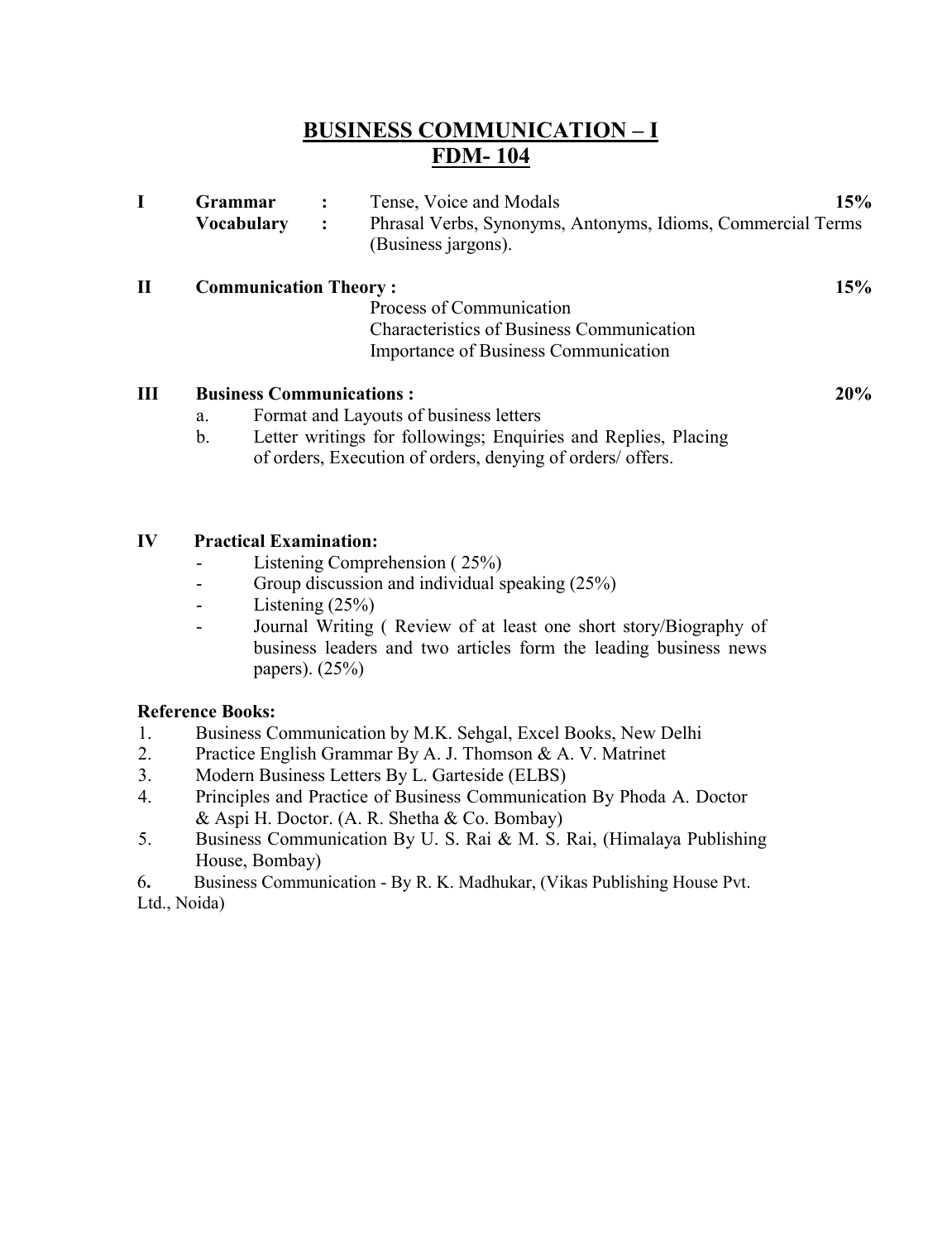# BUSINESS COMMUNICATION – I
# FDM- 104

**I** **Grammar** : Tense, Voice and Modals **15%**
**Vocabulary** : Phrasal Verbs, Synonyms, Antonyms, Idioms, Commercial Terms (Business jargons).

**II** **Communication Theory :** **15%**

Process of Communication
Characteristics of Business Communication
Importance of Business Communication

**III** **Business Communications :** **20%**

a. Format and Layouts of business letters
b. Letter writings for followings; Enquiries and Replies, Placing of orders, Execution of orders, denying of orders/ offers.

**IV** **Practical Examination:**

- Listening Comprehension ( 25%)
- Group discussion and individual speaking (25%)
- Listening (25%)
- Journal Writing ( Review of at least one short story/Biography of business leaders and two articles form the leading business news papers). (25%)

**Reference Books:**

1. Business Communication by M.K. Sehgal, Excel Books, New Delhi
2. Practice English Grammar By A. J. Thomson & A. V. Matrinet
3. Modern Business Letters By L. Garteside (ELBS)
4. Principles and Practice of Business Communication By Phoda A. Doctor & Aspi H. Doctor. (A. R. Shetha & Co. Bombay)
5. Business Communication By U. S. Rai & M. S. Rai, (Himalaya Publishing House, Bombay)
6. Business Communication - By R. K. Madhukar, (Vikas Publishing House Pvt. Ltd., Noida)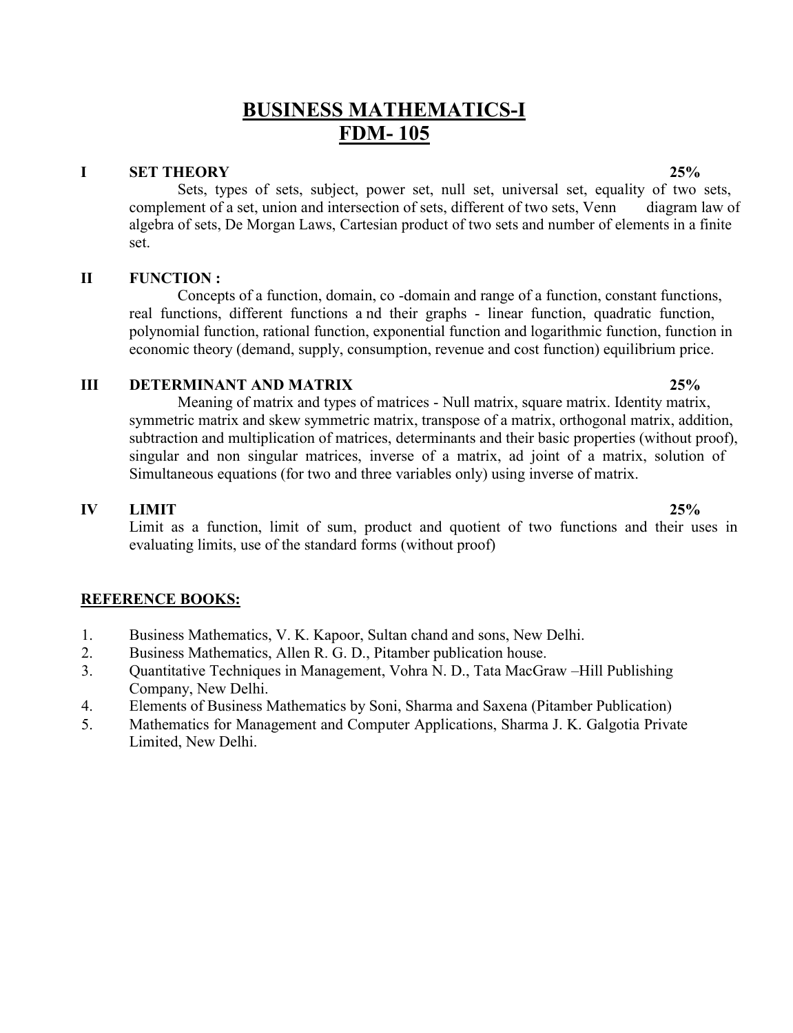# BUSINESS MATHEMATICS-I
# FDM- 105

## I SET THEORY 25%

Sets, types of sets, subject, power set, null set, universal set, equality of two sets, complement of a set, union and intersection of sets, different of two sets, Venn diagram law of algebra of sets, De Morgan Laws, Cartesian product of two sets and number of elements in a finite set.

## II FUNCTION :

Concepts of a function, domain, co -domain and range of a function, constant functions, real functions, different functions a nd their graphs - linear function, quadratic function, polynomial function, rational function, exponential function and logarithmic function, function in economic theory (demand, supply, consumption, revenue and cost function) equilibrium price.

## III DETERMINANT AND MATRIX 25%

Meaning of matrix and types of matrices - Null matrix, square matrix. Identity matrix, symmetric matrix and skew symmetric matrix, transpose of a matrix, orthogonal matrix, addition, subtraction and multiplication of matrices, determinants and their basic properties (without proof), singular and non singular matrices, inverse of a matrix, ad joint of a matrix, solution of Simultaneous equations (for two and three variables only) using inverse of matrix.

## IV LIMIT 25%

Limit as a function, limit of sum, product and quotient of two functions and their uses in evaluating limits, use of the standard forms (without proof)

## REFERENCE BOOKS:

1. Business Mathematics, V. K. Kapoor, Sultan chand and sons, New Delhi.
2. Business Mathematics, Allen R. G. D., Pitamber publication house.
3. Quantitative Techniques in Management, Vohra N. D., Tata MacGraw –Hill Publishing Company, New Delhi.
4. Elements of Business Mathematics by Soni, Sharma and Saxena (Pitamber Publication)
5. Mathematics for Management and Computer Applications, Sharma J. K. Galgotia Private Limited, New Delhi.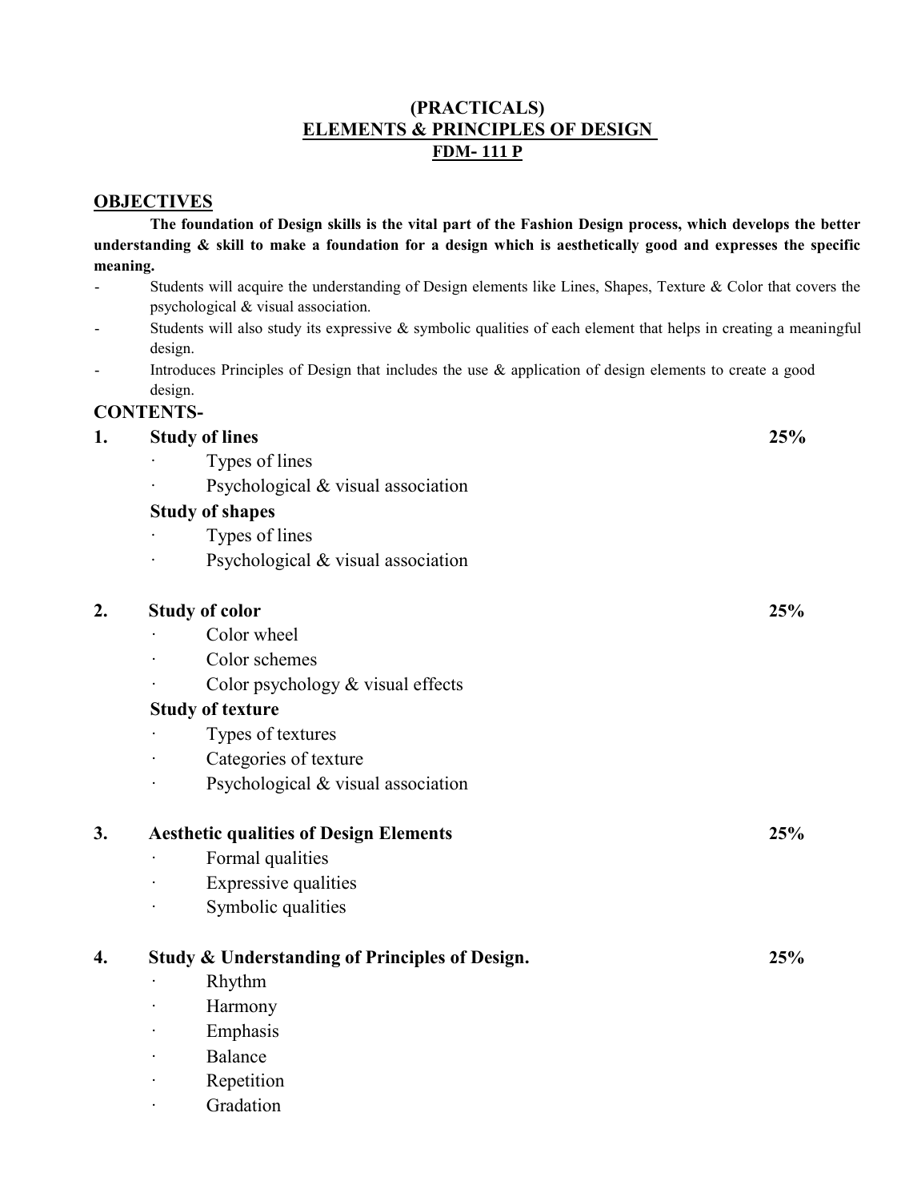# (PRACTICALS)
## ELEMENTS & PRINCIPLES OF DESIGN
### FDM- 111 P

**OBJECTIVES**

**The foundation of Design skills is the vital part of the Fashion Design process, which develops the better understanding & skill to make a foundation for a design which is aesthetically good and expresses the specific meaning.**

- Students will acquire the understanding of Design elements like Lines, Shapes, Texture & Color that covers the psychological & visual association.
- Students will also study its expressive & symbolic qualities of each element that helps in creating a meaningful design.
- Introduces Principles of Design that includes the use & application of design elements to create a good design.

**CONTENTS-**

**1. Study of lines** **25%**
- Types of lines
- Psychological & visual association

**Study of shapes**
- Types of lines
- Psychological & visual association

**2. Study of color** **25%**
- Color wheel
- Color schemes
- Color psychology & visual effects

**Study of texture**
- Types of textures
- Categories of texture
- Psychological & visual association

**3. Aesthetic qualities of Design Elements** **25%**
- Formal qualities
- Expressive qualities
- Symbolic qualities

**4. Study & Understanding of Principles of Design.** **25%**
- Rhythm
- Harmony
- Emphasis
- Balance
- Repetition
- Gradation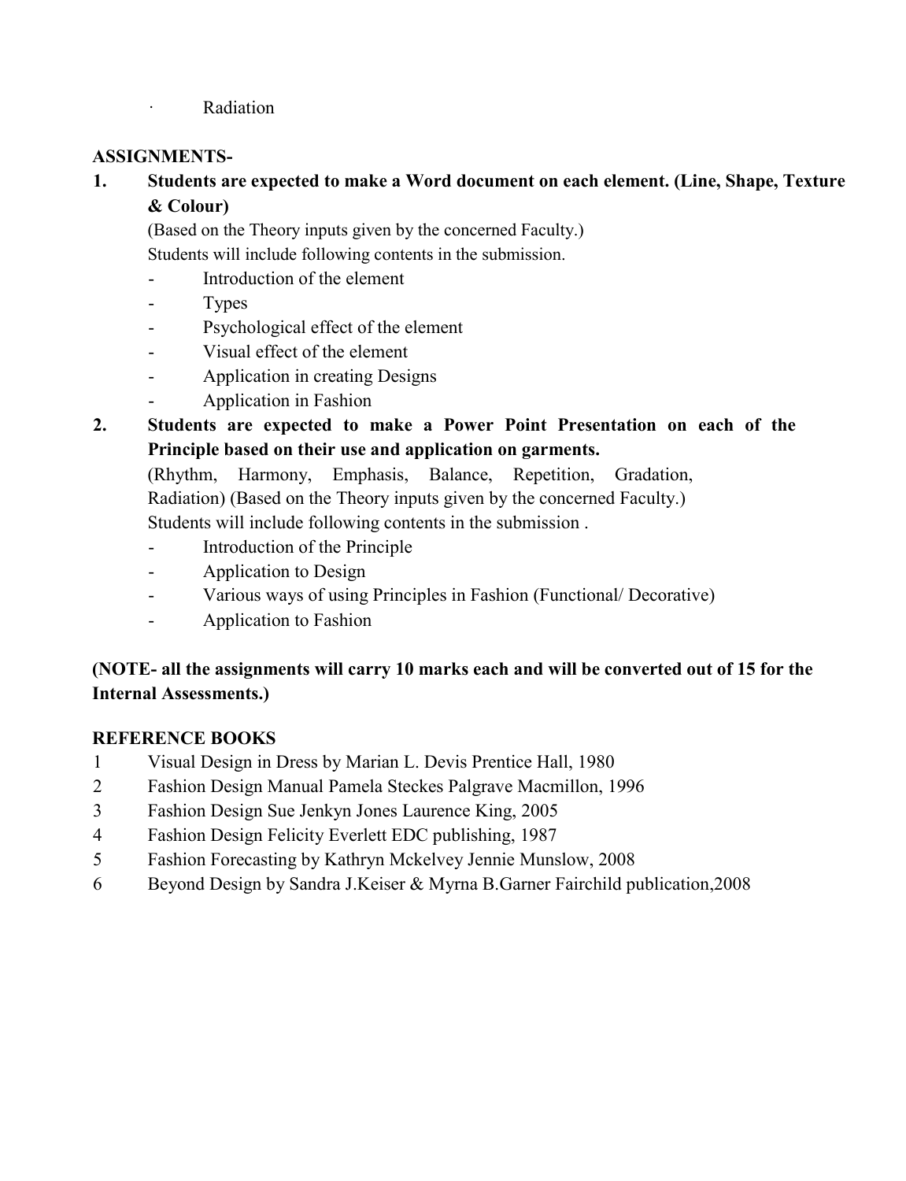- Radiation

**ASSIGNMENTS-**

1. **Students are expected to make a Word document on each element. (Line, Shape, Texture & Colour)**

   (Based on the Theory inputs given by the concerned Faculty.)
   Students will include following contents in the submission.

   - Introduction of the element
   - Types
   - Psychological effect of the element
   - Visual effect of the element
   - Application in creating Designs
   - Application in Fashion

2. **Students are expected to make a Power Point Presentation on each of the Principle based on their use and application on garments.**

   (Rhythm, Harmony, Emphasis, Balance, Repetition, Gradation, Radiation) (Based on the Theory inputs given by the concerned Faculty.)
   Students will include following contents in the submission .

   - Introduction of the Principle
   - Application to Design
   - Various ways of using Principles in Fashion (Functional/ Decorative)
   - Application to Fashion

**(NOTE- all the assignments will carry 10 marks each and will be converted out of 15 for the Internal Assessments.)**

**REFERENCE BOOKS**

1. Visual Design in Dress by Marian L. Devis Prentice Hall, 1980
2. Fashion Design Manual Pamela Steckes Palgrave Macmillon, 1996
3. Fashion Design Sue Jenkyn Jones Laurence King, 2005
4. Fashion Design Felicity Everlett EDC publishing, 1987
5. Fashion Forecasting by Kathryn Mckelvey Jennie Munslow, 2008
6. Beyond Design by Sandra J.Keiser & Myrna B.Garner Fairchild publication,2008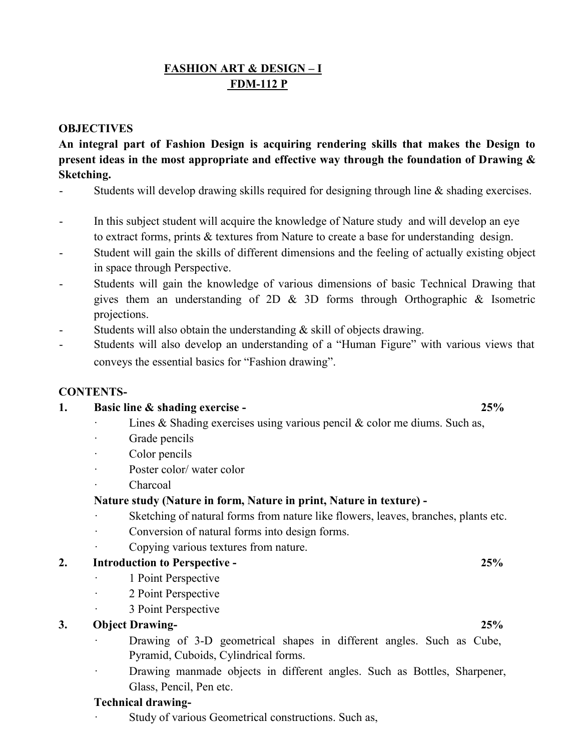# FASHION ART & DESIGN – I
## FDM-112 P

**OBJECTIVES**

**An integral part of Fashion Design is acquiring rendering skills that makes the Design to present ideas in the most appropriate and effective way through the foundation of Drawing & Sketching.**

- Students will develop drawing skills required for designing through line & shading exercises.
- In this subject student will acquire the knowledge of Nature study and will develop an eye to extract forms, prints & textures from Nature to create a base for understanding design.
- Student will gain the skills of different dimensions and the feeling of actually existing object in space through Perspective.
- Students will gain the knowledge of various dimensions of basic Technical Drawing that gives them an understanding of 2D & 3D forms through Orthographic & Isometric projections.
- Students will also obtain the understanding & skill of objects drawing.
- Students will also develop an understanding of a "Human Figure" with various views that conveys the essential basics for "Fashion drawing".

**CONTENTS-**

1. **Basic line & shading exercise - 25%**
   - Lines & Shading exercises using various pencil & color me diums. Such as,
   - Grade pencils
   - Color pencils
   - Poster color/ water color
   - Charcoal

   **Nature study (Nature in form, Nature in print, Nature in texture) -**
   - Sketching of natural forms from nature like flowers, leaves, branches, plants etc.
   - Conversion of natural forms into design forms.
   - Copying various textures from nature.
2. **Introduction to Perspective - 25%**
   - 1 Point Perspective
   - 2 Point Perspective
   - 3 Point Perspective
3. **Object Drawing- 25%**
   - Drawing of 3-D geometrical shapes in different angles. Such as Cube, Pyramid, Cuboids, Cylindrical forms.
   - Drawing manmade objects in different angles. Such as Bottles, Sharpener, Glass, Pencil, Pen etc.

   **Technical drawing-**
   - Study of various Geometrical constructions. Such as,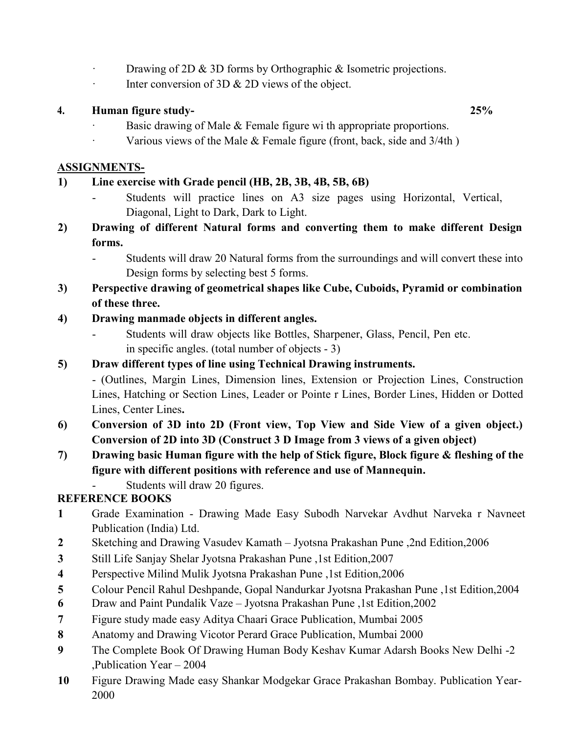- Drawing of 2D & 3D forms by Orthographic & Isometric projections.
- Inter conversion of 3D & 2D views of the object.

**4. Human figure study- 25%**

- Basic drawing of Male & Female figure wi th appropriate proportions.
- Various views of the Male & Female figure (front, back, side and 3/4th )

**ASSIGNMENTS-**

**1) Line exercise with Grade pencil (HB, 2B, 3B, 4B, 5B, 6B)**

- Students will practice lines on A3 size pages using Horizontal, Vertical, Diagonal, Light to Dark, Dark to Light.

**2) Drawing of different Natural forms and converting them to make different Design forms.**

- Students will draw 20 Natural forms from the surroundings and will convert these into Design forms by selecting best 5 forms.

**3) Perspective drawing of geometrical shapes like Cube, Cuboids, Pyramid or combination of these three.**

**4) Drawing manmade objects in different angles.**

- Students will draw objects like Bottles, Sharpener, Glass, Pencil, Pen etc. in specific angles. (total number of objects - 3)

**5) Draw different types of line using Technical Drawing instruments.**

- (Outlines, Margin Lines, Dimension lines, Extension or Projection Lines, Construction Lines, Hatching or Section Lines, Leader or Pointe r Lines, Border Lines, Hidden or Dotted Lines, Center Lines**.**

**6) Conversion of 3D into 2D (Front view, Top View and Side View of a given object.) Conversion of 2D into 3D (Construct 3 D Image from 3 views of a given object)**

**7) Drawing basic Human figure with the help of Stick figure, Block figure & fleshing of the figure with different positions with reference and use of Mannequin.**

- Students will draw 20 figures.

**REFERENCE BOOKS**

1. Grade Examination - Drawing Made Easy Subodh Narvekar Avdhut Narveka r Navneet Publication (India) Ltd.
2. Sketching and Drawing Vasudev Kamath – Jyotsna Prakashan Pune ,2nd Edition,2006
3. Still Life Sanjay Shelar Jyotsna Prakashan Pune ,1st Edition,2007
4. Perspective Milind Mulik Jyotsna Prakashan Pune ,1st Edition,2006
5. Colour Pencil Rahul Deshpande, Gopal Nandurkar Jyotsna Prakashan Pune ,1st Edition,2004
6. Draw and Paint Pundalik Vaze – Jyotsna Prakashan Pune ,1st Edition,2002
7. Figure study made easy Aditya Chaari Grace Publication, Mumbai 2005
8. Anatomy and Drawing Vicotor Perard Grace Publication, Mumbai 2000
9. The Complete Book Of Drawing Human Body Keshav Kumar Adarsh Books New Delhi -2 ,Publication Year – 2004
10. Figure Drawing Made easy Shankar Modgekar Grace Prakashan Bombay. Publication Year-2000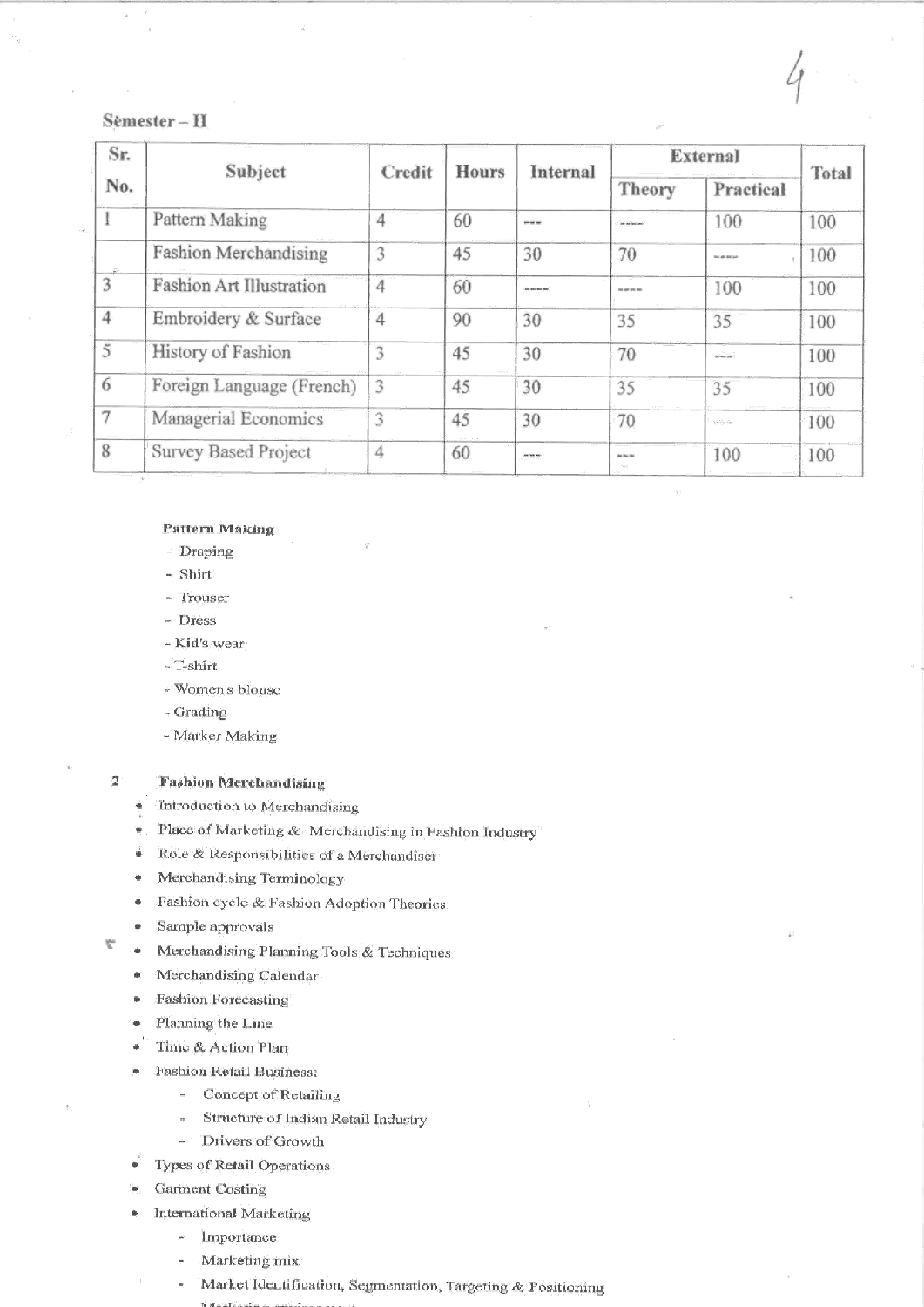Semester – II

| Sr. No. | Subject | Credit | Hours | Internal | External | | Total |
|---|---|---|---|---|---|---|---|
| | | | | | Theory | Practical | |
| 1 | Pattern Making | 4 | 60 | --- | ----- | 100 | 100 |
| | Fashion Merchandising | 3 | 45 | 30 | 70 | ---- | 100 |
| 3 | Fashion Art Illustration | 4 | 60 | ---- | ---- | 100 | 100 |
| 4 | Embroidery & Surface | 4 | 90 | 30 | 35 | 35 | 100 |
| 5 | History of Fashion | 3 | 45 | 30 | 70 | --- | 100 |
| 6 | Foreign Language (French) | 3 | 45 | 30 | 35 | 35 | 100 |
| 7 | Managerial Economics | 3 | 45 | 30 | 70 | --- | 100 |
| 8 | Survey Based Project | 4 | 60 | --- | --- | 100 | 100 |

**Pattern Making**

- Draping
- Shirt
- Trouser
- Dress
- Kid's wear
- T-shirt
- Women's blouse
- Grading
- Marker Making

2 **Fashion Merchandising**

- Introduction to Merchandising
- Place of Marketing & Merchandising in Fashion Industry
- Role & Responsibilities of a Merchandiser
- Merchandising Terminology
- Fashion cycle & Fashion Adoption Theories
- Sample approvals
- Merchandising Planning Tools & Techniques
- Merchandising Calendar
- Fashion Forecasting
- Planning the Line
- Time & Action Plan
- Fashion Retail Business:
  - Concept of Retailing
  - Structure of Indian Retail Industry
  - Drivers of Growth
- Types of Retail Operations
- Garment Costing
- International Marketing
  - Importance
  - Marketing mix
  - Market Identification, Segmentation, Targeting & Positioning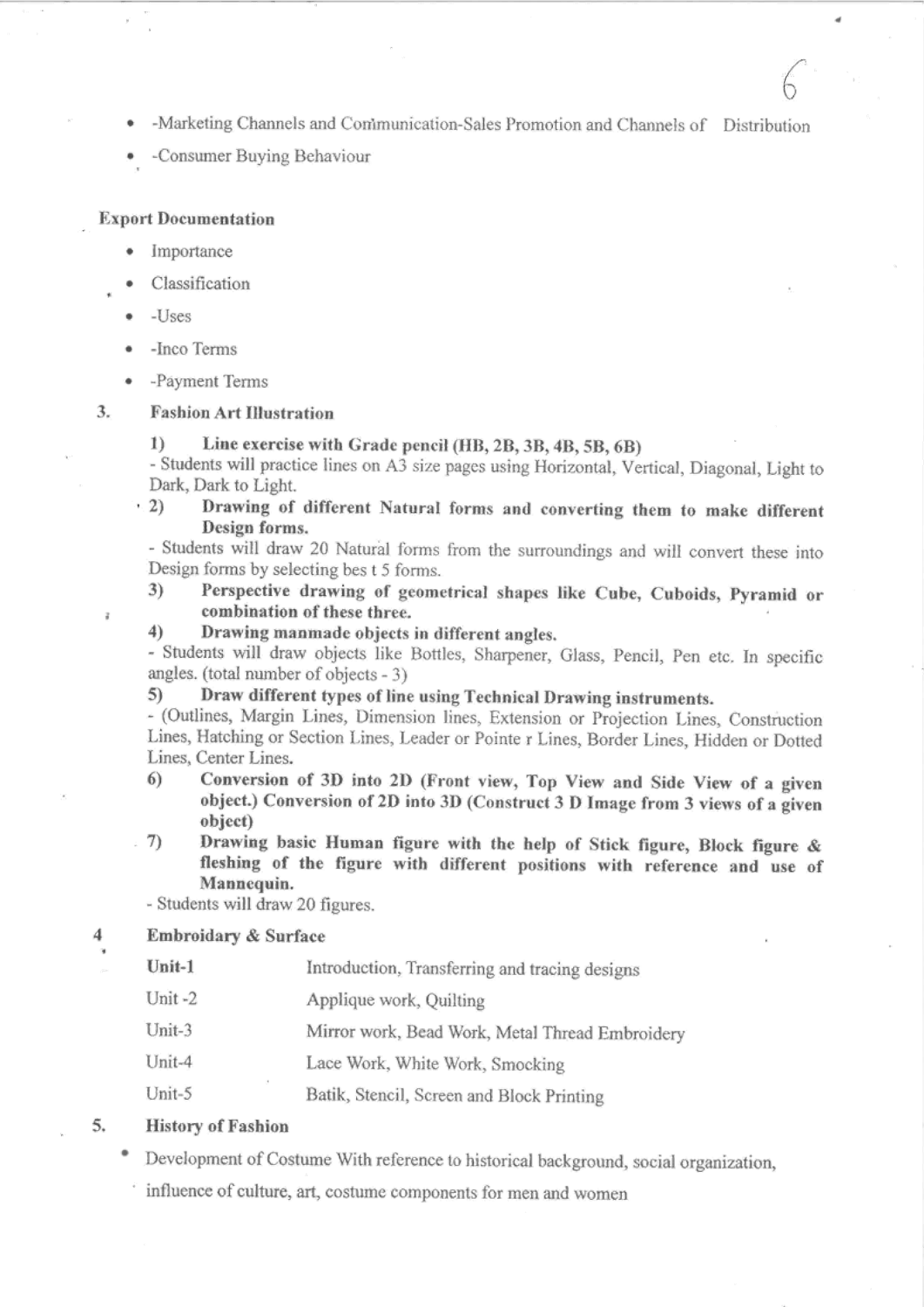- -Marketing Channels and Communication-Sales Promotion and Channels of Distribution
- -Consumer Buying Behaviour

**Export Documentation**

- Importance
- Classification
- -Uses
- -Inco Terms
- -Payment Terms

**3. Fashion Art Illustration**

1) **Line exercise with Grade pencil (HB, 2B, 3B, 4B, 5B, 6B)**
- Students will practice lines on A3 size pages using Horizontal, Vertical, Diagonal, Light to Dark, Dark to Light.

2) **Drawing of different Natural forms and converting them to make different Design forms.**
- Students will draw 20 Natural forms from the surroundings and will convert these into Design forms by selecting bes t 5 forms.

3) **Perspective drawing of geometrical shapes like Cube, Cuboids, Pyramid or combination of these three.**

4) **Drawing manmade objects in different angles.**
- Students will draw objects like Bottles, Sharpener, Glass, Pencil, Pen etc. In specific angles. (total number of objects - 3)

5) **Draw different types of line using Technical Drawing instruments.**
- (Outlines, Margin Lines, Dimension lines, Extension or Projection Lines, Construction Lines, Hatching or Section Lines, Leader or Pointe r Lines, Border Lines, Hidden or Dotted Lines, Center Lines.

6) **Conversion of 3D into 2D (Front view, Top View and Side View of a given object.) Conversion of 2D into 3D (Construct 3 D Image from 3 views of a given object)**

7) **Drawing basic Human figure with the help of Stick figure, Block figure & fleshing of the figure with different positions with reference and use of Mannequin.**
- Students will draw 20 figures.

**4 Embroidary & Surface**

| | |
|---|---|
| Unit-1 | Introduction, Transferring and tracing designs |
| Unit -2 | Applique work, Quilting |
| Unit-3 | Mirror work, Bead Work, Metal Thread Embroidery |
| Unit-4 | Lace Work, White Work, Smocking |
| Unit-5 | Batik, Stencil, Screen and Block Printing |

**5. History of Fashion**

- Development of Costume With reference to historical background, social organization, influence of culture, art, costume components for men and women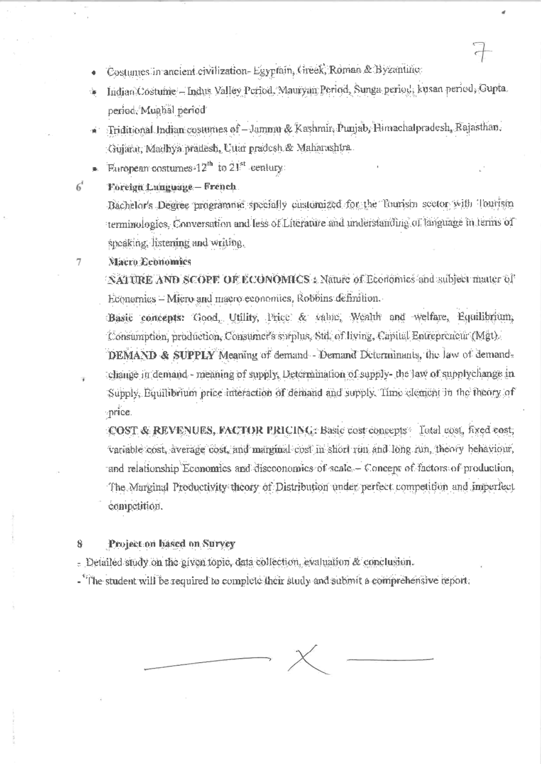- Costumes in ancient civilization- Egyptain, Greek, Roman & Byzantine
- Indian Costume – Indus Valley Period, Mauryan Period, Sunga period, kusan period, Gupta period, Mughal period
- Triditional Indian costumes of – Jammu & Kashmir, Punjab, Himachalpradesh, Rajasthan, Gujarat, Madhya pradesh, Uttar pradesh & Maharashtra
- European costumes-12th to 21st century

6 **Foreign Language – French**

Bachelor's Degree programme specially customized for the Tourism sector with Tourism terminologies, Conversation and less of Literature and understanding of language in terms of speaking, listening and writing.

7 **Macro Economics**

**NATURE AND SCOPE OF ECONOMICS :** Nature of Economics and subject matter of Economics – Micro and macro economics, Robbins definition.

**Basic concepts:** Good, Utility, Price & value, Wealth and welfare, Equilibrium, Consumption, production, Consumer's surplus, Std. of living, Capital Entrepreneur (Mgt).

**DEMAND & SUPPLY** Meaning of demand - Demand Determinants, the law of demand-change in demand - meaning of supply, Determination of supply- the law of supplychange in Supply, Equilibrium price interaction of demand and supply. Time element in the theory of price.

**COST & REVENUES, FACTOR PRICING:** Basic cost concepts - Total cost, fixed cost, variable cost, average cost, and marginal cost in short run and long run, theory behaviour, and relationship Economics and diseconomics of scale – Concept of factors of production, The Marginal Productivity theory of Distribution under perfect competition and imperfect competition.

8 **Project on based on Survey**

- Detailed study on the given topic, data collection, evaluation & conclusion.
- The student will be required to complete their study and submit a comprehensive report.